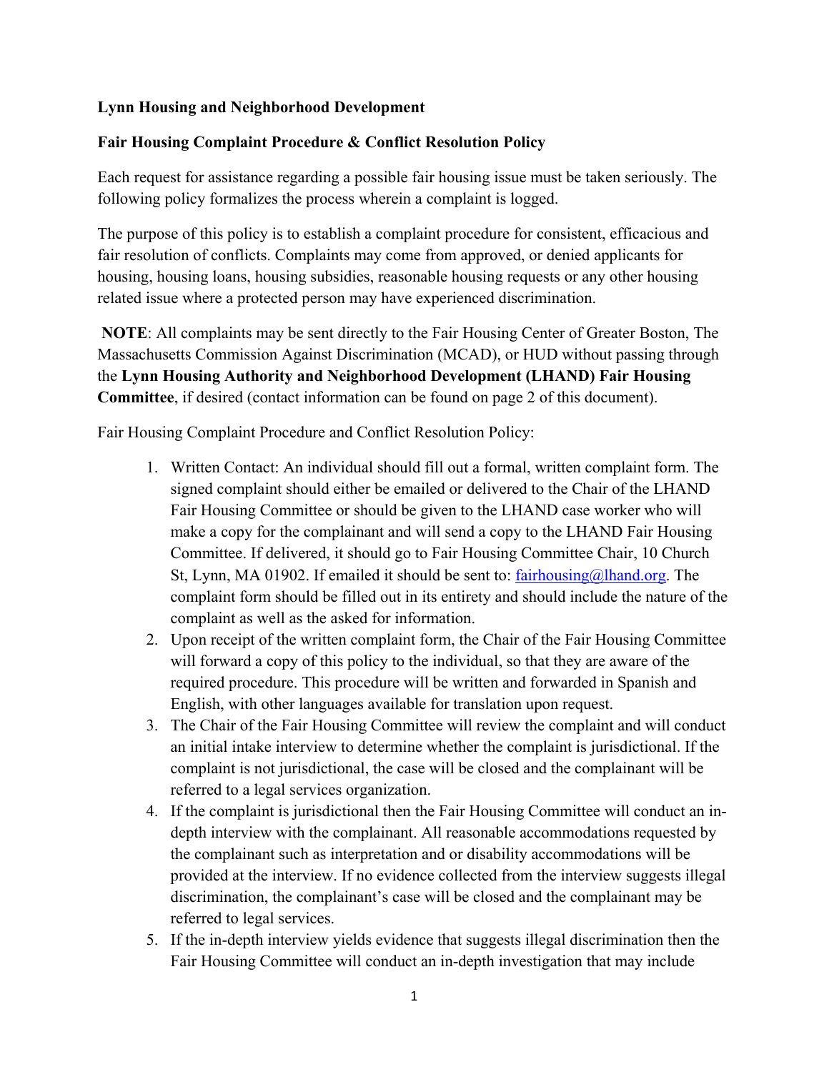**Lynn Housing and Neighborhood Development**

**Fair Housing Complaint Procedure & Conflict Resolution Policy**

Each request for assistance regarding a possible fair housing issue must be taken seriously. The following policy formalizes the process wherein a complaint is logged.

The purpose of this policy is to establish a complaint procedure for consistent, efficacious and fair resolution of conflicts. Complaints may come from approved, or denied applicants for housing, housing loans, housing subsidies, reasonable housing requests or any other housing related issue where a protected person may have experienced discrimination.

**NOTE**: All complaints may be sent directly to the Fair Housing Center of Greater Boston, The Massachusetts Commission Against Discrimination (MCAD), or HUD without passing through the **Lynn Housing Authority and Neighborhood Development (LHAND) Fair Housing Committee**, if desired (contact information can be found on page 2 of this document).

Fair Housing Complaint Procedure and Conflict Resolution Policy:

1. Written Contact: An individual should fill out a formal, written complaint form. The signed complaint should either be emailed or delivered to the Chair of the LHAND Fair Housing Committee or should be given to the LHAND case worker who will make a copy for the complainant and will send a copy to the LHAND Fair Housing Committee. If delivered, it should go to Fair Housing Committee Chair, 10 Church St, Lynn, MA 01902. If emailed it should be sent to: fairhousing@lhand.org. The complaint form should be filled out in its entirety and should include the nature of the complaint as well as the asked for information.
2. Upon receipt of the written complaint form, the Chair of the Fair Housing Committee will forward a copy of this policy to the individual, so that they are aware of the required procedure. This procedure will be written and forwarded in Spanish and English, with other languages available for translation upon request.
3. The Chair of the Fair Housing Committee will review the complaint and will conduct an initial intake interview to determine whether the complaint is jurisdictional. If the complaint is not jurisdictional, the case will be closed and the complainant will be referred to a legal services organization.
4. If the complaint is jurisdictional then the Fair Housing Committee will conduct an in-depth interview with the complainant. All reasonable accommodations requested by the complainant such as interpretation and or disability accommodations will be provided at the interview. If no evidence collected from the interview suggests illegal discrimination, the complainant's case will be closed and the complainant may be referred to legal services.
5. If the in-depth interview yields evidence that suggests illegal discrimination then the Fair Housing Committee will conduct an in-depth investigation that may include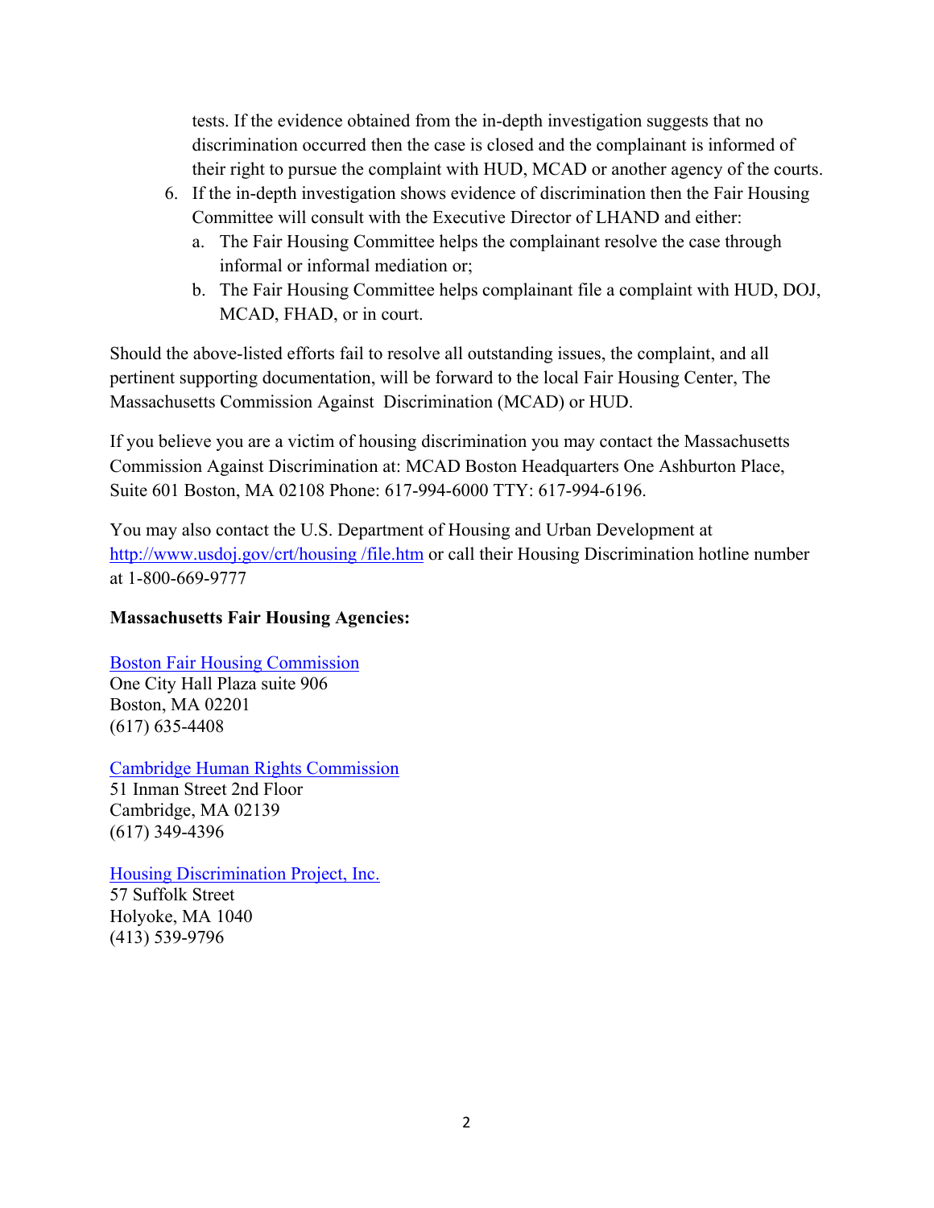tests. If the evidence obtained from the in-depth investigation suggests that no discrimination occurred then the case is closed and the complainant is informed of their right to pursue the complaint with HUD, MCAD or another agency of the courts.

6. If the in-depth investigation shows evidence of discrimination then the Fair Housing Committee will consult with the Executive Director of LHAND and either:
   a. The Fair Housing Committee helps the complainant resolve the case through informal or informal mediation or;
   b. The Fair Housing Committee helps complainant file a complaint with HUD, DOJ, MCAD, FHAD, or in court.

Should the above-listed efforts fail to resolve all outstanding issues, the complaint, and all pertinent supporting documentation, will be forward to the local Fair Housing Center, The Massachusetts Commission Against Discrimination (MCAD) or HUD.

If you believe you are a victim of housing discrimination you may contact the Massachusetts Commission Against Discrimination at: MCAD Boston Headquarters One Ashburton Place, Suite 601 Boston, MA 02108 Phone: 617-994-6000 TTY: 617-994-6196.

You may also contact the U.S. Department of Housing and Urban Development at http://www.usdoj.gov/crt/housing /file.htm or call their Housing Discrimination hotline number at 1-800-669-9777

**Massachusetts Fair Housing Agencies:**

Boston Fair Housing Commission
One City Hall Plaza suite 906
Boston, MA 02201
(617) 635-4408

Cambridge Human Rights Commission
51 Inman Street 2nd Floor
Cambridge, MA 02139
(617) 349-4396

Housing Discrimination Project, Inc.
57 Suffolk Street
Holyoke, MA 1040
(413) 539-9796